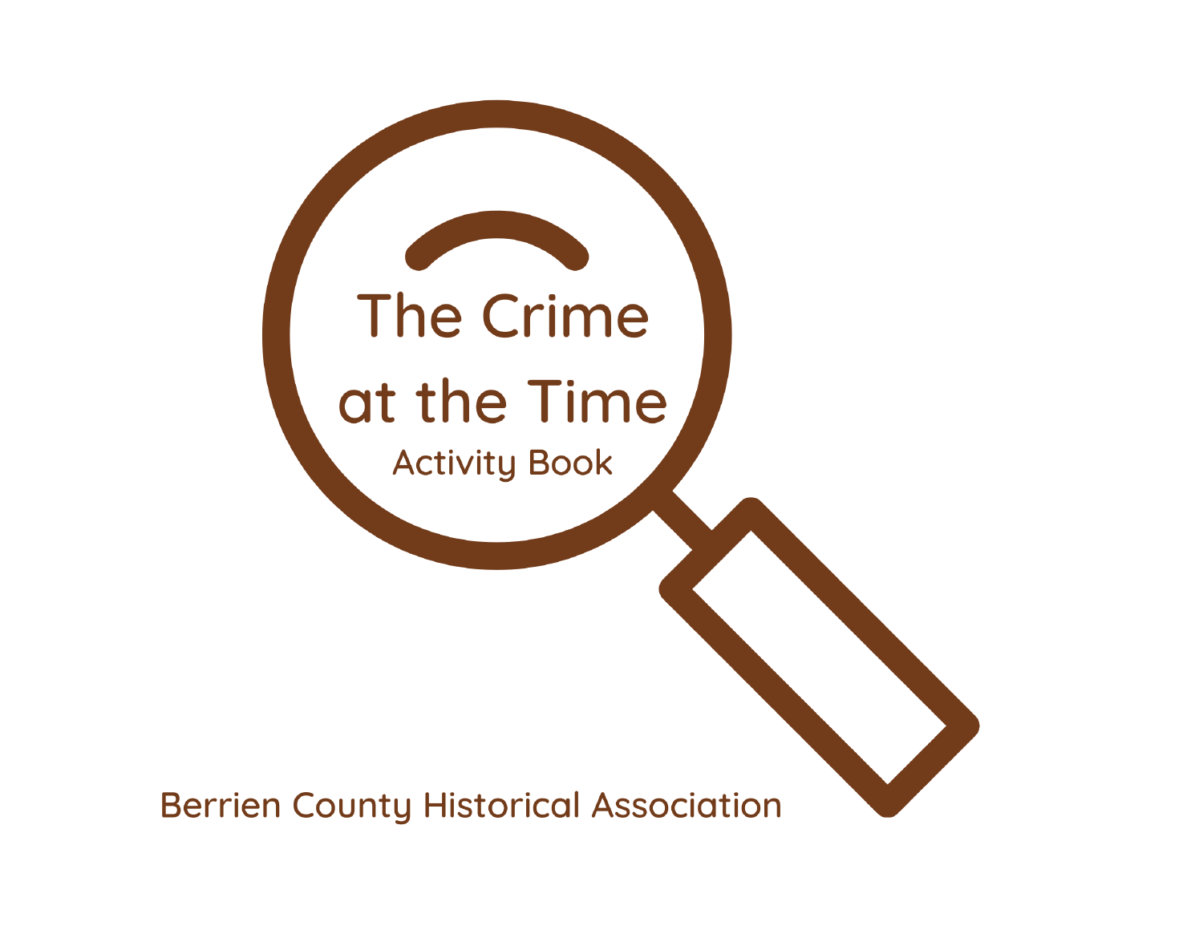# The Crime at the Time

## Activity Book

Berrien County Historical Association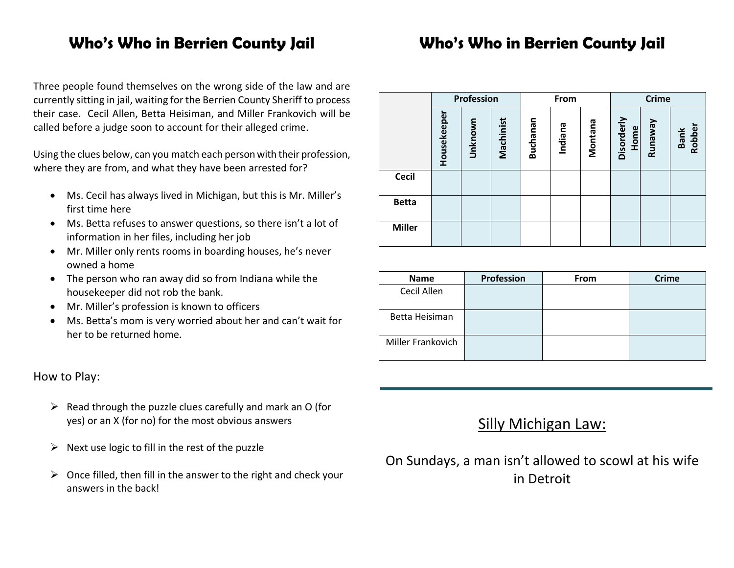# Who's Who in Berrien County Jail

Three people found themselves on the wrong side of the law and are currently sitting in jail, waiting for the Berrien County Sheriff to process their case. Cecil Allen, Betta Heisiman, and Miller Frankovich will be called before a judge soon to account for their alleged crime.

Using the clues below, can you match each person with their profession, where they are from, and what they have been arrested for?

- Ms. Cecil has always lived in Michigan, but this is Mr. Miller's first time here
- Ms. Betta refuses to answer questions, so there isn't a lot of information in her files, including her job
- Mr. Miller only rents rooms in boarding houses, he's never owned a home
- The person who ran away did so from Indiana while the housekeeper did not rob the bank.
- Mr. Miller's profession is known to officers
- Ms. Betta's mom is very worried about her and can't wait for her to be returned home.

How to Play:

- Read through the puzzle clues carefully and mark an O (for yes) or an X (for no) for the most obvious answers
- Next use logic to fill in the rest of the puzzle
- Once filled, then fill in the answer to the right and check your answers in the back!

# Who's Who in Berrien County Jail

| | Profession | | | From | | | Crime | | |
|---|---|---|---|---|---|---|---|---|---|
| | Housekeeper | Unknown | Machinist | Buchanan | Indiana | Montana | Disorderly Home | Runaway | Bank Robber |
| **Cecil** | | | | | | | | | |
| **Betta** | | | | | | | | | |
| **Miller** | | | | | | | | | |

| Name | Profession | From | Crime |
|---|---|---|---|
| Cecil Allen | | | |
| Betta Heisiman | | | |
| Miller Frankovich | | | |

## Silly Michigan Law:

On Sundays, a man isn't allowed to scowl at his wife in Detroit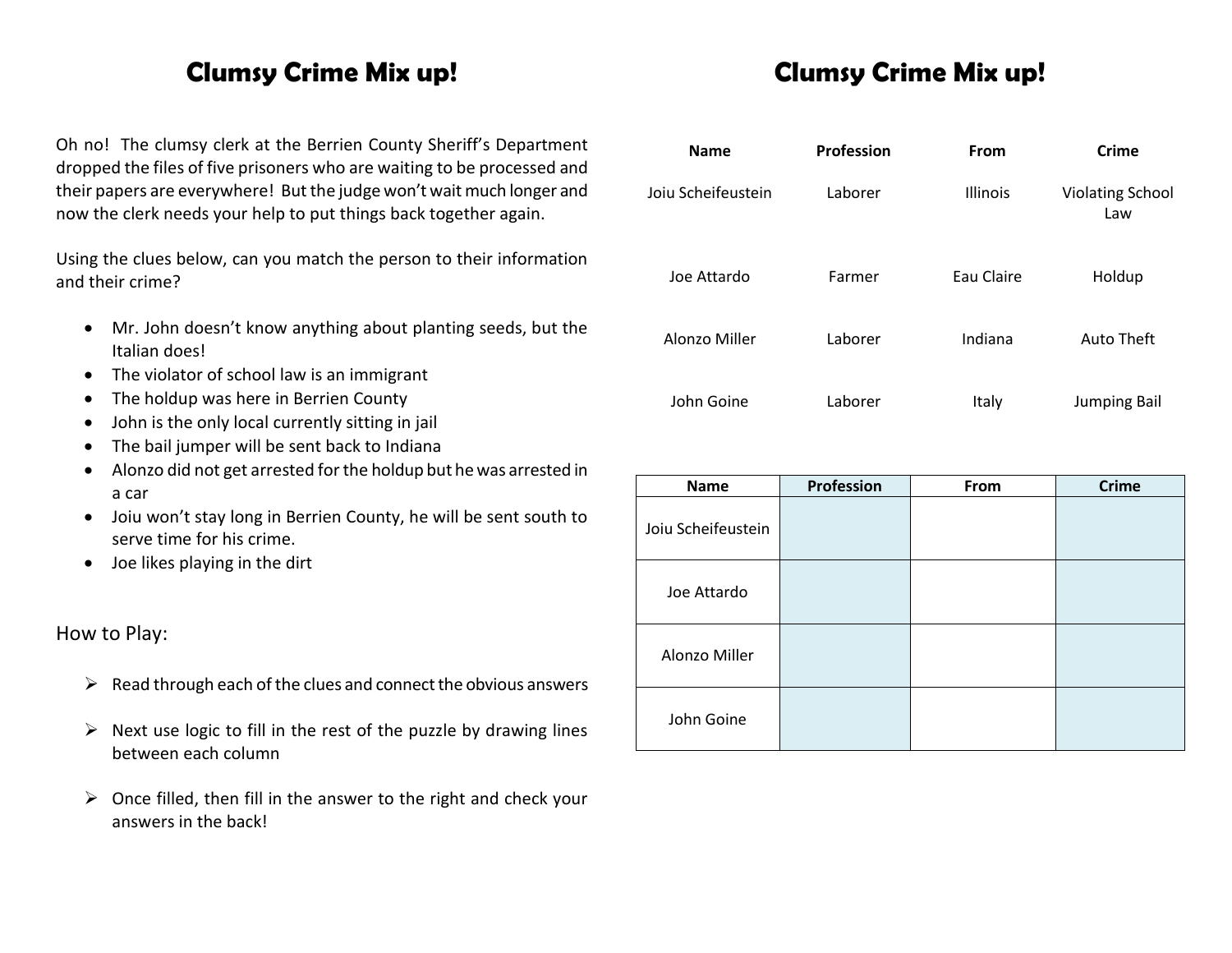# Clumsy Crime Mix up!

Oh no! The clumsy clerk at the Berrien County Sheriff's Department dropped the files of five prisoners who are waiting to be processed and their papers are everywhere! But the judge won't wait much longer and now the clerk needs your help to put things back together again.

Using the clues below, can you match the person to their information and their crime?

- Mr. John doesn't know anything about planting seeds, but the Italian does!
- The violator of school law is an immigrant
- The holdup was here in Berrien County
- John is the only local currently sitting in jail
- The bail jumper will be sent back to Indiana
- Alonzo did not get arrested for the holdup but he was arrested in a car
- Joiu won't stay long in Berrien County, he will be sent south to serve time for his crime.
- Joe likes playing in the dirt

How to Play:

- Read through each of the clues and connect the obvious answers
- Next use logic to fill in the rest of the puzzle by drawing lines between each column
- Once filled, then fill in the answer to the right and check your answers in the back!

# Clumsy Crime Mix up!

| Name | Profession | From | Crime |
|---|---|---|---|
| Joiu Scheifeustein | Laborer | Illinois | Violating School Law |
| Joe Attardo | Farmer | Eau Claire | Holdup |
| Alonzo Miller | Laborer | Indiana | Auto Theft |
| John Goine | Laborer | Italy | Jumping Bail |

| Name | Profession | From | Crime |
|---|---|---|---|
| Joiu Scheifeustein | | | |
| Joe Attardo | | | |
| Alonzo Miller | | | |
| John Goine | | | |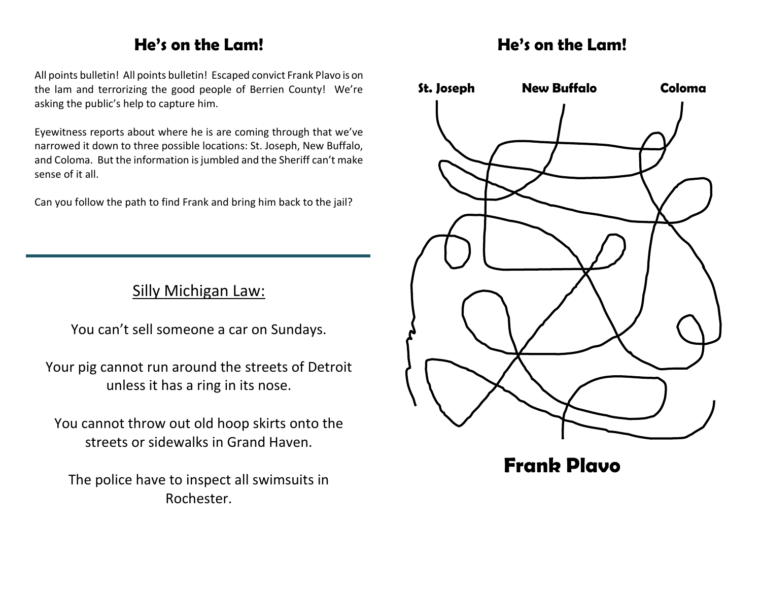## He's on the Lam!

All points bulletin! All points bulletin! Escaped convict Frank Plavo is on the lam and terrorizing the good people of Berrien County! We're asking the public's help to capture him.

Eyewitness reports about where he is are coming through that we've narrowed it down to three possible locations: St. Joseph, New Buffalo, and Coloma. But the information is jumbled and the Sheriff can't make sense of it all.

Can you follow the path to find Frank and bring him back to the jail?

---

### Silly Michigan Law:

You can't sell someone a car on Sundays.

Your pig cannot run around the streets of Detroit unless it has a ring in its nose.

You cannot throw out old hoop skirts onto the streets or sidewalks in Grand Haven.

The police have to inspect all swimsuits in Rochester.

## He's on the Lam!

St. Joseph

New Buffalo

Coloma

Frank Plavo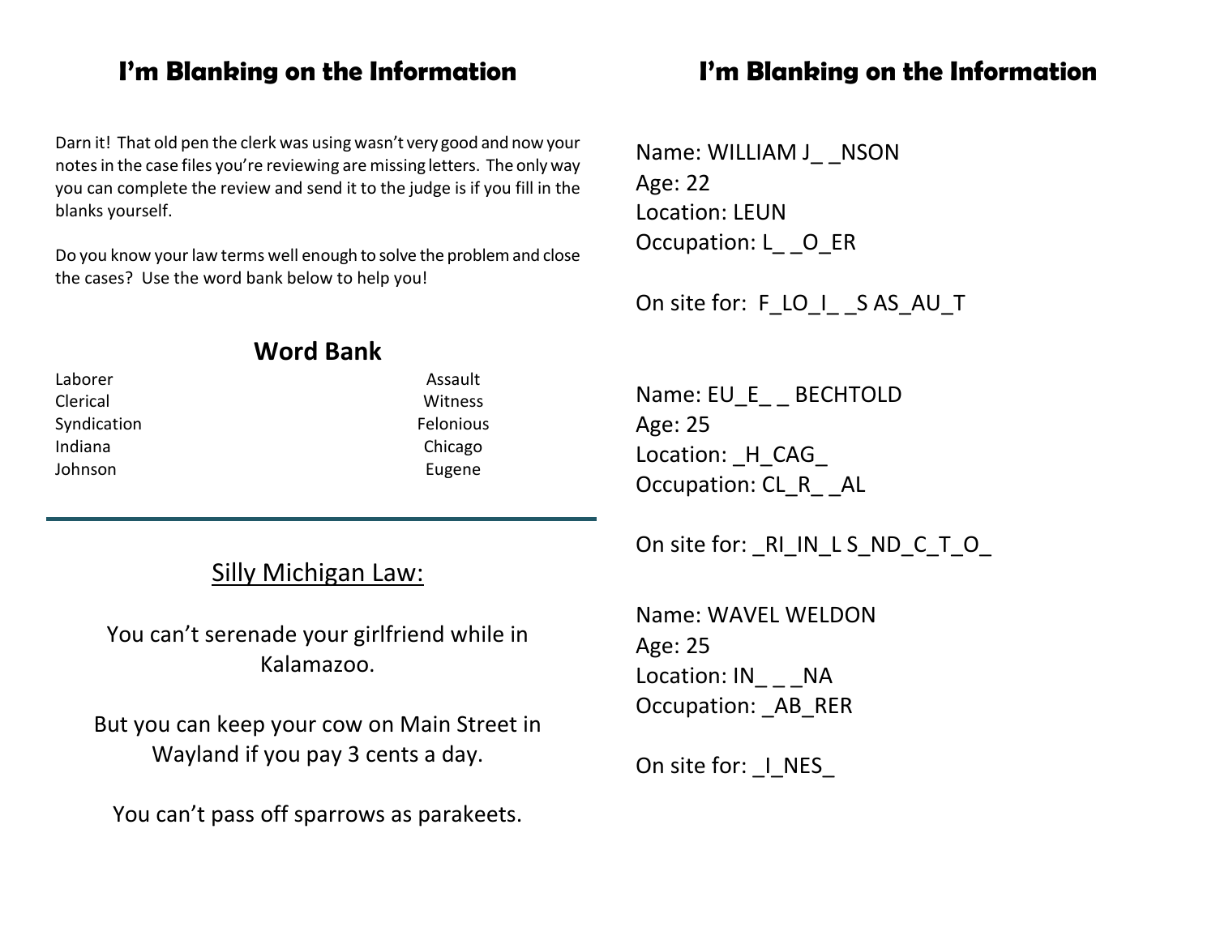## I'm Blanking on the Information

Darn it! That old pen the clerk was using wasn't very good and now your notes in the case files you're reviewing are missing letters. The only way you can complete the review and send it to the judge is if you fill in the blanks yourself.

Do you know your law terms well enough to solve the problem and close the cases? Use the word bank below to help you!

### Word Bank

| | |
|---|---|
| Laborer | Assault |
| Clerical | Witness |
| Syndication | Felonious |
| Indiana | Chicago |
| Johnson | Eugene |

---

### Silly Michigan Law:

You can't serenade your girlfriend while in Kalamazoo.

But you can keep your cow on Main Street in Wayland if you pay 3 cents a day.

You can't pass off sparrows as parakeets.

## I'm Blanking on the Information

Name: WILLIAM J_ _NSON
Age: 22
Location: LEUN
Occupation: L_ _O_ER

On site for: F_LO_I_ _S AS_AU_T

Name: EU_E_ _ BECHTOLD
Age: 25
Location: _H_CAG_
Occupation: CL_R_ _AL

On site for: _RI_IN_L S_ND_C_T_O_

Name: WAVEL WELDON
Age: 25
Location: IN_ _ _NA
Occupation: _AB_RER

On site for: _I_NES_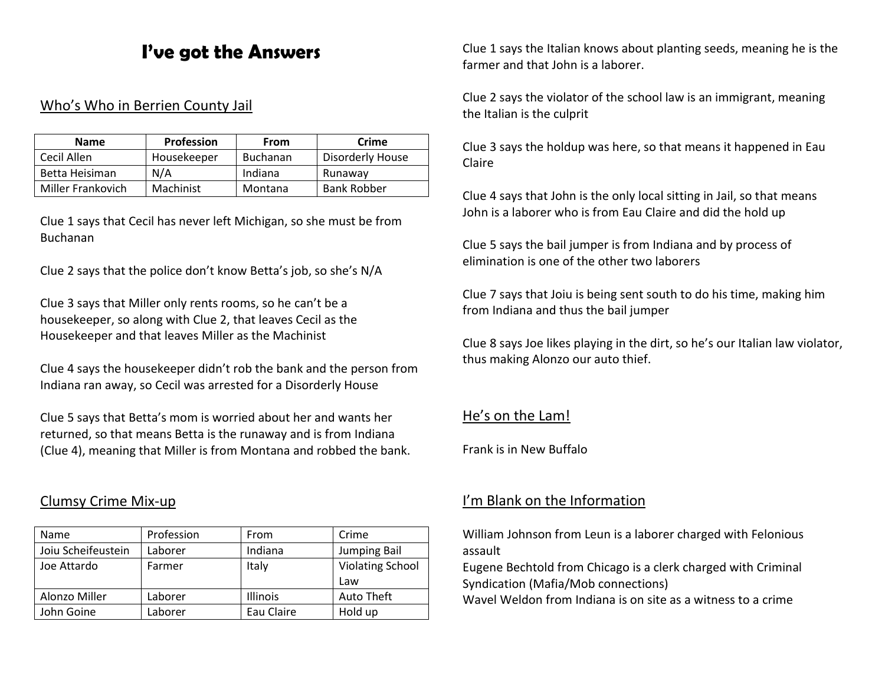# I've got the Answers

## Who's Who in Berrien County Jail

| Name | Profession | From | Crime |
|---|---|---|---|
| Cecil Allen | Housekeeper | Buchanan | Disorderly House |
| Betta Heisiman | N/A | Indiana | Runaway |
| Miller Frankovich | Machinist | Montana | Bank Robber |

Clue 1 says that Cecil has never left Michigan, so she must be from Buchanan

Clue 2 says that the police don't know Betta's job, so she's N/A

Clue 3 says that Miller only rents rooms, so he can't be a housekeeper, so along with Clue 2, that leaves Cecil as the Housekeeper and that leaves Miller as the Machinist

Clue 4 says the housekeeper didn't rob the bank and the person from Indiana ran away, so Cecil was arrested for a Disorderly House

Clue 5 says that Betta's mom is worried about her and wants her returned, so that means Betta is the runaway and is from Indiana (Clue 4), meaning that Miller is from Montana and robbed the bank.

## Clumsy Crime Mix-up

| Name | Profession | From | Crime |
|---|---|---|---|
| Joiu Scheifeustein | Laborer | Indiana | Jumping Bail |
| Joe Attardo | Farmer | Italy | Violating School Law |
| Alonzo Miller | Laborer | Illinois | Auto Theft |
| John Goine | Laborer | Eau Claire | Hold up |

Clue 1 says the Italian knows about planting seeds, meaning he is the farmer and that John is a laborer.

Clue 2 says the violator of the school law is an immigrant, meaning the Italian is the culprit

Clue 3 says the holdup was here, so that means it happened in Eau Claire

Clue 4 says that John is the only local sitting in Jail, so that means John is a laborer who is from Eau Claire and did the hold up

Clue 5 says the bail jumper is from Indiana and by process of elimination is one of the other two laborers

Clue 7 says that Joiu is being sent south to do his time, making him from Indiana and thus the bail jumper

Clue 8 says Joe likes playing in the dirt, so he's our Italian law violator, thus making Alonzo our auto thief.

## He's on the Lam!

Frank is in New Buffalo

## I'm Blank on the Information

William Johnson from Leun is a laborer charged with Felonious assault

Eugene Bechtold from Chicago is a clerk charged with Criminal Syndication (Mafia/Mob connections)

Wavel Weldon from Indiana is on site as a witness to a crime